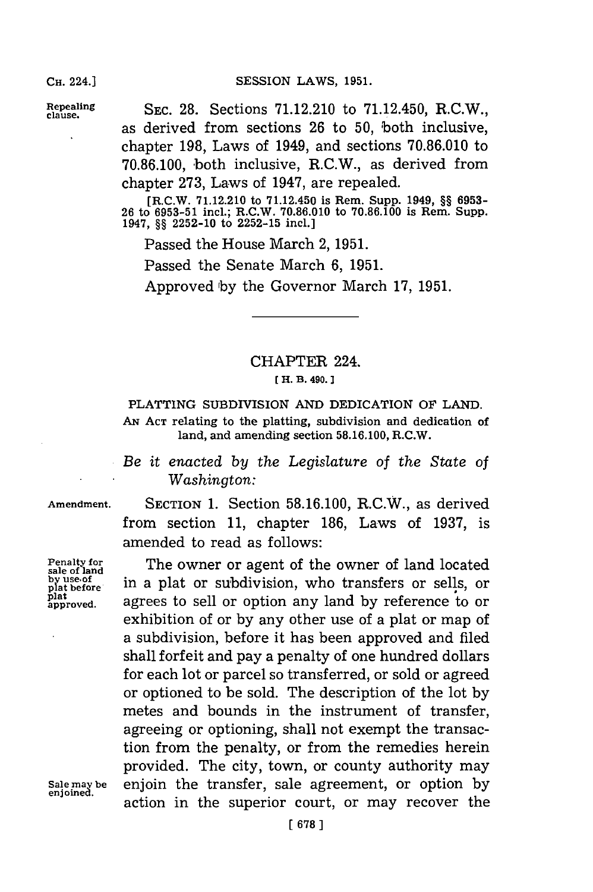Repealing clause.

SEC. 28. Sections 71.12.210 to 71.12.450, R.C.W., as derived from sections 26 to 50, both inclusive, chapter 198, Laws of 1949, and sections 70.86.010 to 70.86.100, both inclusive, R.C.W., as derived from chapter 273, Laws of 1947, are repealed.

[R.C.W. 71.12.210 to 71.12.450 is Rem. Supp. 1949, §§ 6953-26 to 6953-51 incl.; R.C.W. 70.86.010 to 70.86.100 is Rem. Supp. 1947, §§ 2252-10 to 2252-15 incl.]

Passed the House March 2, 1951.

Passed the Senate March 6, 1951.

Approved by the Governor March 17, 1951.

---

# CHAPTER 224.

[ H. B. 490. ]

## PLATTING SUBDIVISION AND DEDICATION OF LAND.

AN ACT relating to the platting, subdivision and dedication of land, and amending section 58.16.100, R.C.W.

*Be it enacted by the Legislature of the State of Washington:*

Amendment.

SECTION 1. Section 58.16.100, R.C.W., as derived from section 11, chapter 186, Laws of 1937, is amended to read as follows:

Penalty for sale of land by use of plat before plat approved.

The owner or agent of the owner of land located in a plat or subdivision, who transfers or sells, or agrees to sell or option any land by reference to or exhibition of or by any other use of a plat or map of a subdivision, before it has been approved and filed shall forfeit and pay a penalty of one hundred dollars for each lot or parcel so transferred, or sold or agreed or optioned to be sold. The description of the lot by metes and bounds in the instrument of transfer, agreeing or optioning, shall not exempt the transaction from the penalty, or from the remedies herein provided. The city, town, or county authority may enjoin the transfer, sale agreement, or option by action in the superior court, or may recover the

Sale may be enjoined.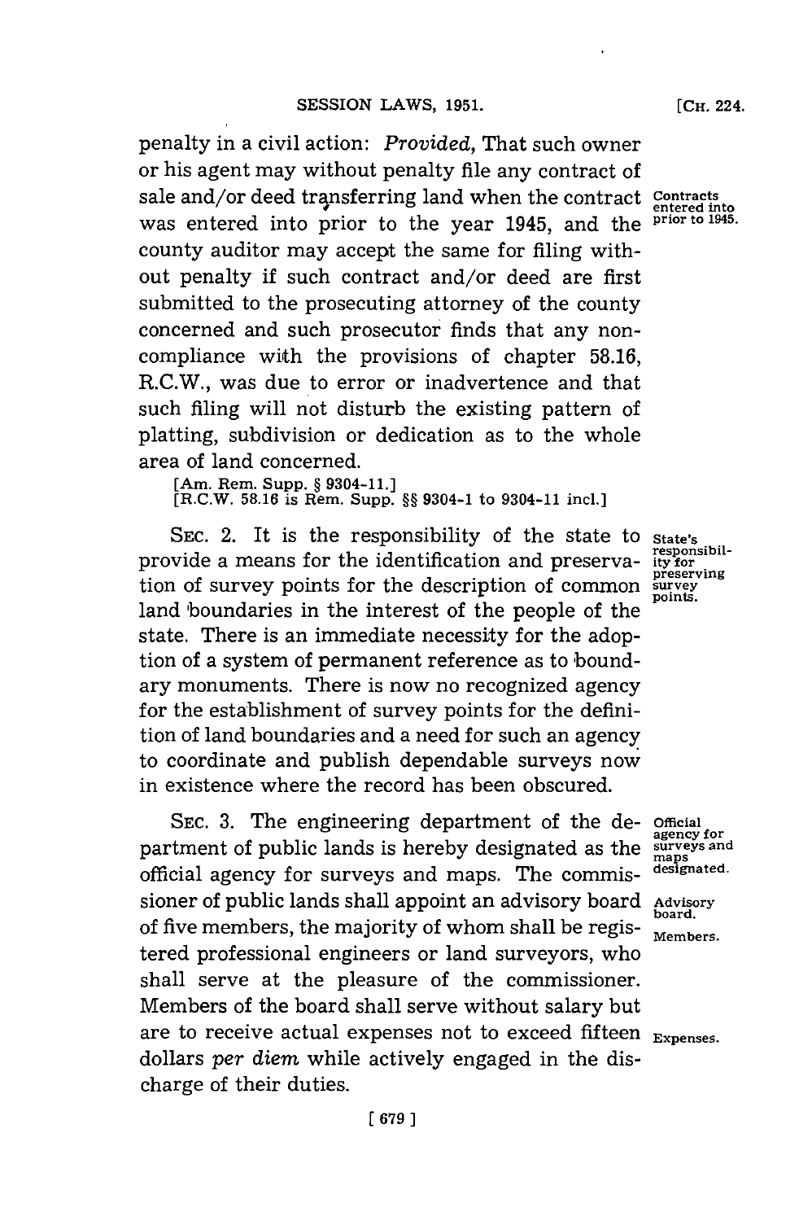penalty in a civil action: *Provided*, That such owner or his agent may without penalty file any contract of sale and/or deed transferring land when the contract was entered into prior to the year 1945, and the county auditor may accept the same for filing without penalty if such contract and/or deed are first submitted to the prosecuting attorney of the county concerned and such prosecutor finds that any non-compliance with the provisions of chapter 58.16, R.C.W., was due to error or inadvertence and that such filing will not disturb the existing pattern of platting, subdivision or dedication as to the whole area of land concerned.

Contracts entered into prior to 1945.

[Am. Rem. Supp. § 9304-11.]
[R.C.W. 58.16 is Rem. Supp. §§ 9304-1 to 9304-11 incl.]

SEC. 2. It is the responsibility of the state to provide a means for the identification and preservation of survey points for the description of common land boundaries in the interest of the people of the state. There is an immediate necessity for the adoption of a system of permanent reference as to boundary monuments. There is now no recognized agency for the establishment of survey points for the definition of land boundaries and a need for such an agency to coordinate and publish dependable surveys now in existence where the record has been obscured.

State's responsibility for preserving survey points.

SEC. 3. The engineering department of the department of public lands is hereby designated as the official agency for surveys and maps. The commissioner of public lands shall appoint an advisory board of five members, the majority of whom shall be registered professional engineers or land surveyors, who shall serve at the pleasure of the commissioner. Members of the board shall serve without salary but are to receive actual expenses not to exceed fifteen dollars *per diem* while actively engaged in the discharge of their duties.

Official agency for surveys and maps designated.

Advisory board.

Members.

Expenses.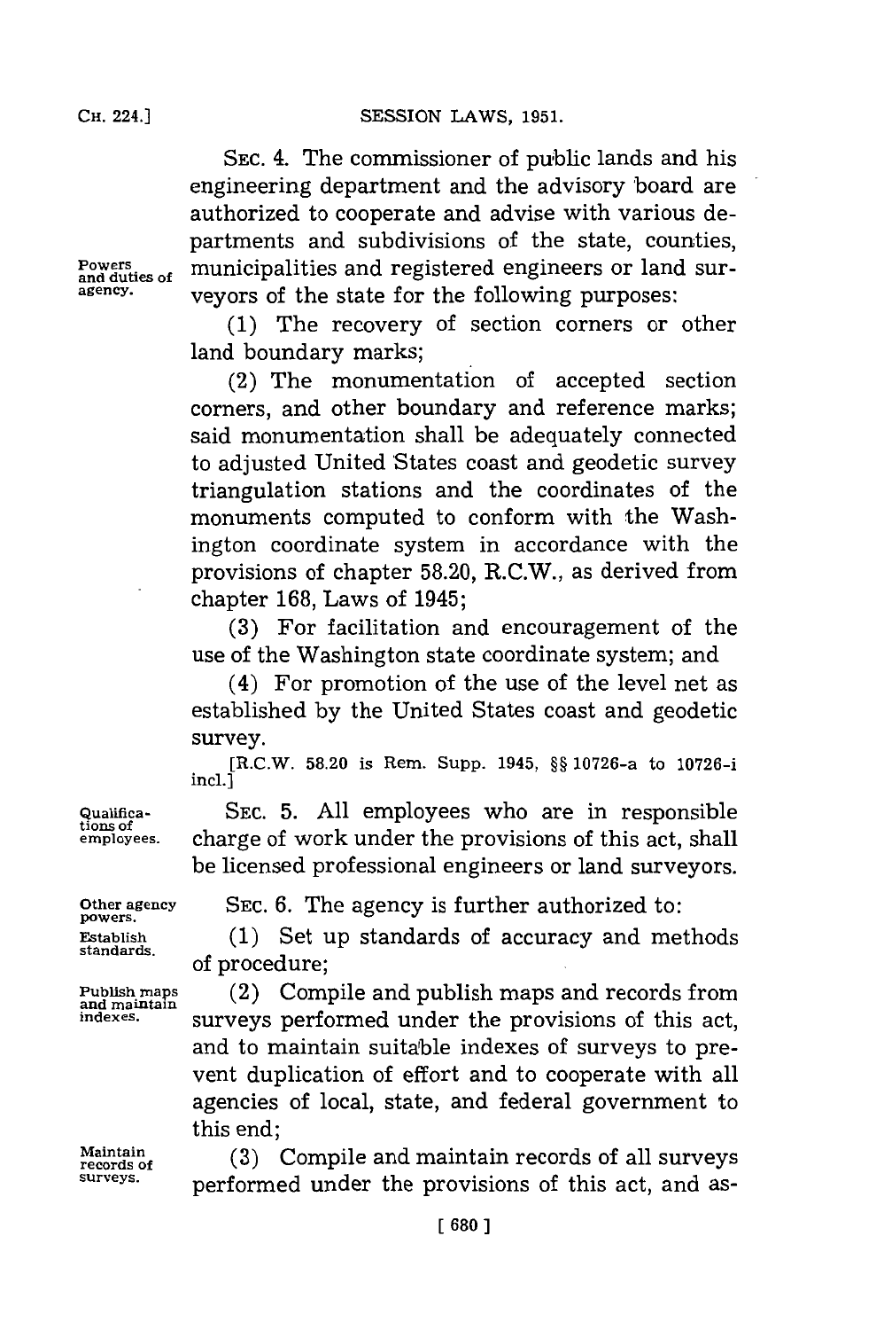SEC. 4. The commissioner of public lands and his engineering department and the advisory board are authorized to cooperate and advise with various departments and subdivisions of the state, counties, municipalities and registered engineers or land surveyors of the state for the following purposes:

Powers and duties of agency.

(1) The recovery of section corners or other land boundary marks;

(2) The monumentation of accepted section corners, and other boundary and reference marks; said monumentation shall be adequately connected to adjusted United States coast and geodetic survey triangulation stations and the coordinates of the monuments computed to conform with the Washington coordinate system in accordance with the provisions of chapter 58.20, R.C.W., as derived from chapter 168, Laws of 1945;

(3) For facilitation and encouragement of the use of the Washington state coordinate system; and

(4) For promotion of the use of the level net as established by the United States coast and geodetic survey.

[R.C.W. 58.20 is Rem. Supp. 1945, §§ 10726-a to 10726-i incl.]

Qualifications of employees.

SEC. 5. All employees who are in responsible charge of work under the provisions of this act, shall be licensed professional engineers or land surveyors.

Other agency powers.

SEC. 6. The agency is further authorized to:

Establish standards.

(1) Set up standards of accuracy and methods of procedure;

Publish maps and maintain indexes.

(2) Compile and publish maps and records from surveys performed under the provisions of this act, and to maintain suitable indexes of surveys to prevent duplication of effort and to cooperate with all agencies of local, state, and federal government to this end;

Maintain records of surveys.

(3) Compile and maintain records of all surveys performed under the provisions of this act, and as-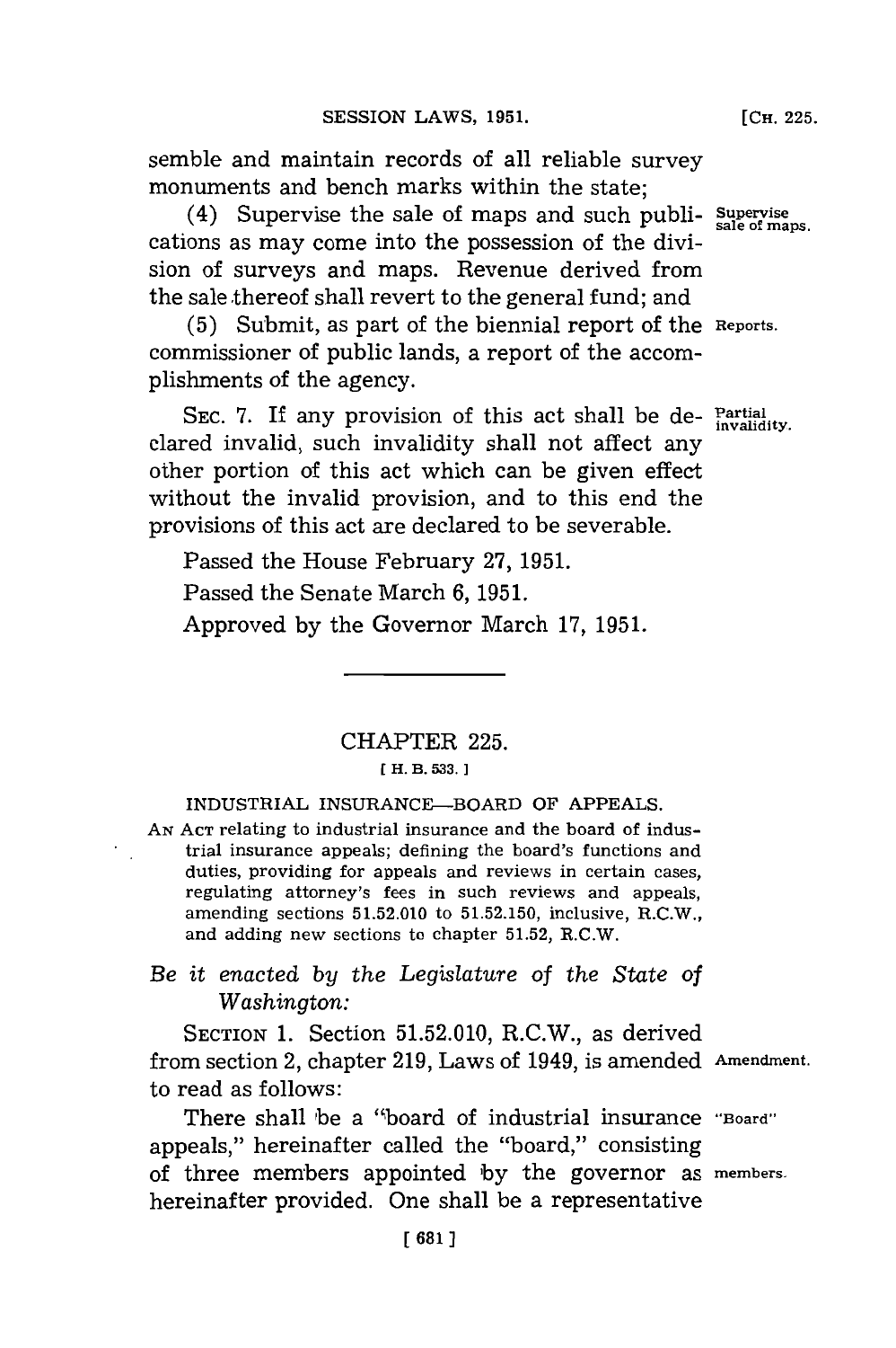semble and maintain records of all reliable survey monuments and bench marks within the state;

(4) Supervise the sale of maps and such publications as may come into the possession of the division of surveys and maps. Revenue derived from the sale thereof shall revert to the general fund; and

(5) Submit, as part of the biennial report of the commissioner of public lands, a report of the accomplishments of the agency.

SEC. 7. If any provision of this act shall be declared invalid, such invalidity shall not affect any other portion of this act which can be given effect without the invalid provision, and to this end the provisions of this act are declared to be severable.

Passed the House February 27, 1951.

Passed the Senate March 6, 1951.

Approved by the Governor March 17, 1951.

---

## CHAPTER 225.

[ H. B. 533. ]

### INDUSTRIAL INSURANCE—BOARD OF APPEALS.

AN ACT relating to industrial insurance and the board of industrial insurance appeals; defining the board's functions and duties, providing for appeals and reviews in certain cases, regulating attorney's fees in such reviews and appeals, amending sections 51.52.010 to 51.52.150, inclusive, R.C.W., and adding new sections to chapter 51.52, R.C.W.

*Be it enacted by the Legislature of the State of Washington:*

SECTION 1. Section 51.52.010, R.C.W., as derived from section 2, chapter 219, Laws of 1949, is amended to read as follows:

There shall be a "board of industrial insurance appeals," hereinafter called the "board," consisting of three members appointed by the governor as hereinafter provided. One shall be a representative